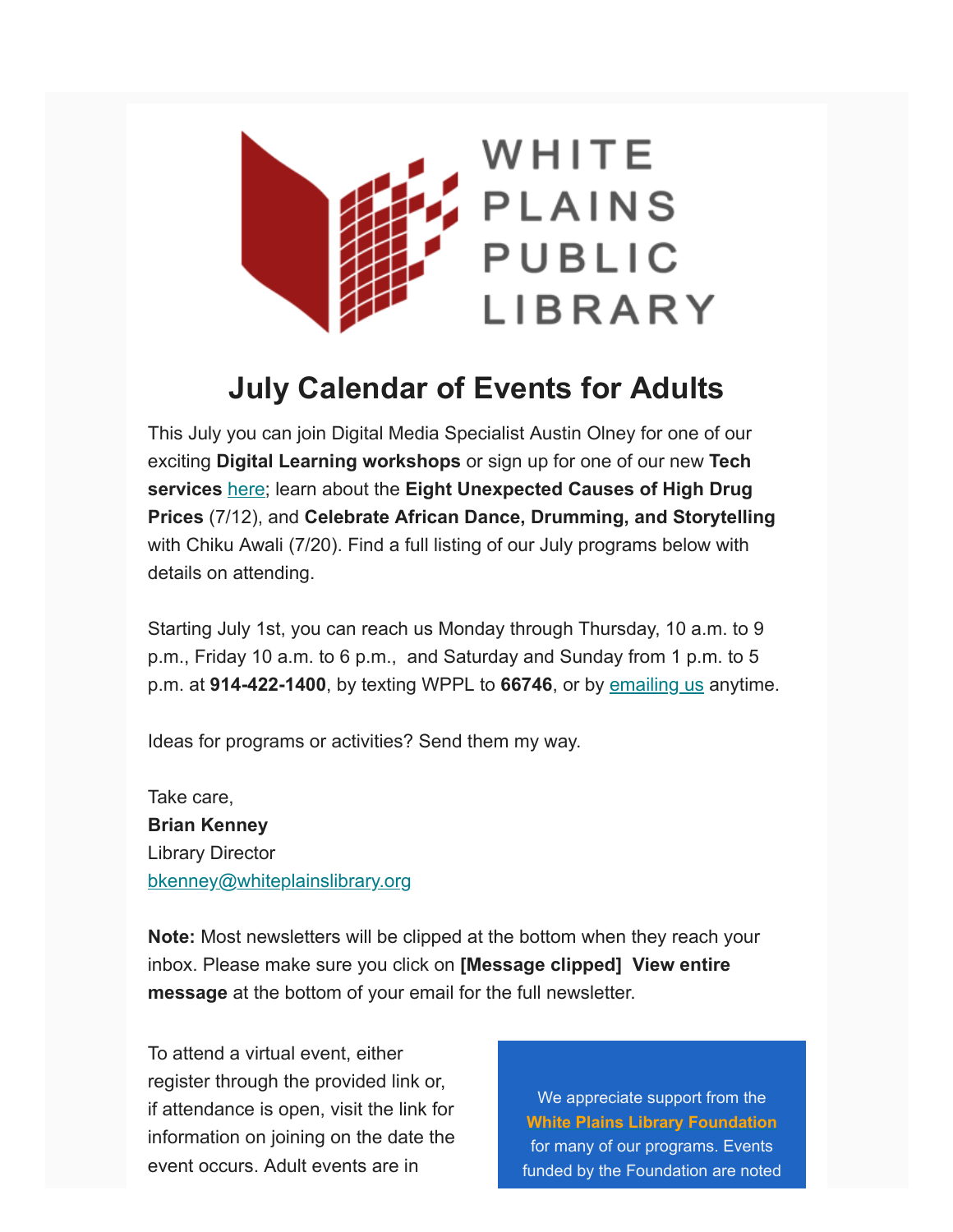# July Calendar of Events for Adults

This July you can join Digital Media Specialist Austin Olney for one of our exciting **Digital Learning workshops** or sign up for one of our new **Tech services** here; learn about the **Eight Unexpected Causes of High Drug Prices** (7/12), and **Celebrate African Dance, Drumming, and Storytelling** with Chiku Awali (7/20). Find a full listing of our July programs below with details on attending.

Starting July 1st, you can reach us Monday through Thursday, 10 a.m. to 9 p.m., Friday 10 a.m. to 6 p.m., and Saturday and Sunday from 1 p.m. to 5 p.m. at **914-422-1400**, by texting WPPL to **66746**, or by emailing us anytime.

Ideas for programs or activities? Send them my way.

Take care,
**Brian Kenney**
Library Director
bkenney@whiteplainslibrary.org

**Note:** Most newsletters will be clipped at the bottom when they reach your inbox. Please make sure you click on **[Message clipped] View entire message** at the bottom of your email for the full newsletter.

To attend a virtual event, either register through the provided link or, if attendance is open, visit the link for information on joining on the date the event occurs. Adult events are in

We appreciate support from the **White Plains Library Foundation** for many of our programs. Events funded by the Foundation are noted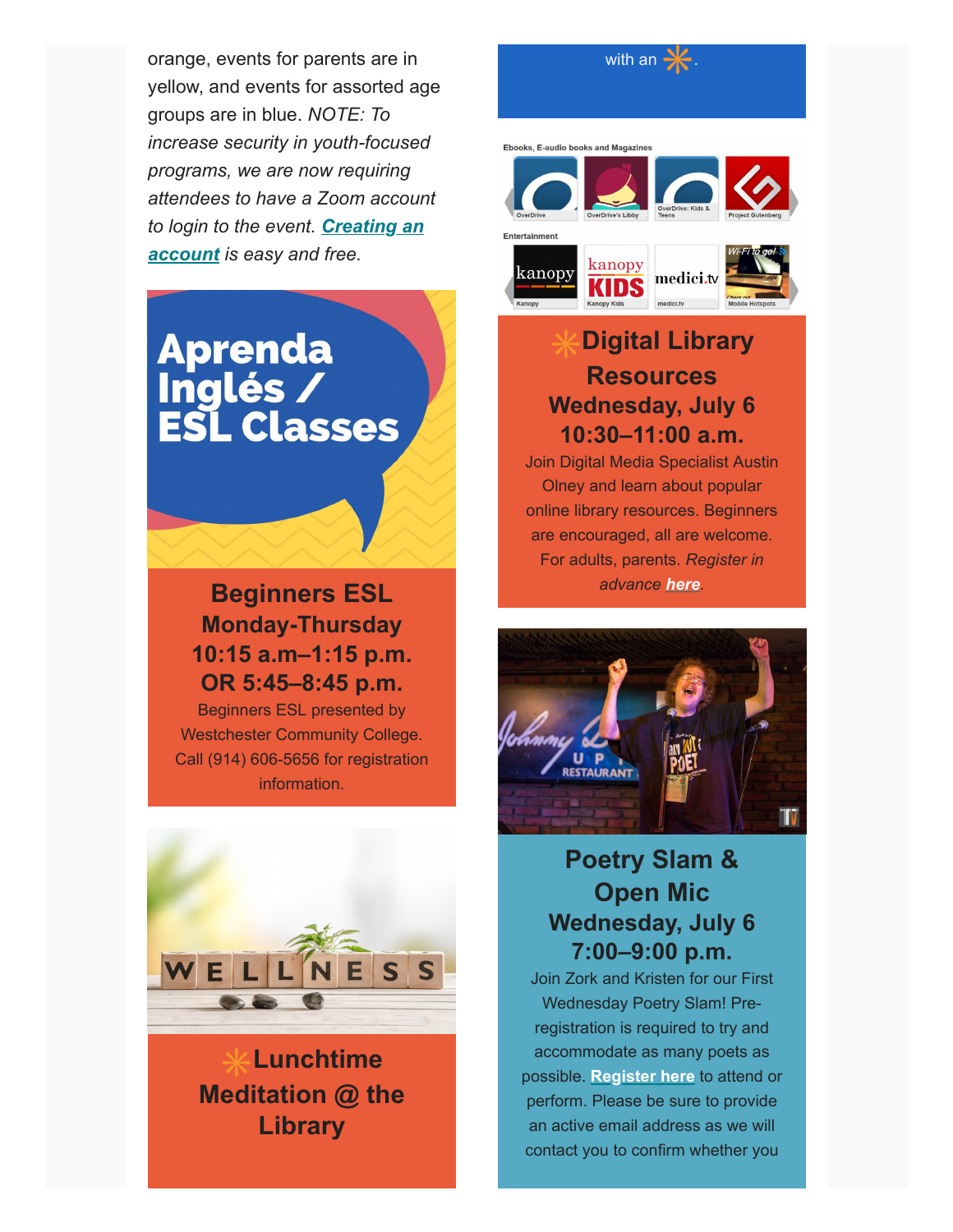orange, events for parents are in yellow, and events for assorted age groups are in blue. *NOTE: To increase security in youth-focused programs, we are now requiring attendees to have a Zoom account to login to the event.* ***Creating an account*** *is easy and free.*

with an ✳.

## Aprenda Inglés / ESL Classes

### Beginners ESL
### Monday-Thursday
### 10:15 a.m–1:15 p.m.
### OR 5:45–8:45 p.m.

Beginners ESL presented by Westchester Community College. Call (914) 606-5656 for registration information.

### ✳Lunchtime Meditation @ the Library

Ebooks, E-audio books and Magazines

OverDrive | OverDrive's Libby | OverDrive: Kids & Teens | Project Gutenberg

Entertainment

Kanopy | Kanopy Kids | medici.tv | Mobile Hotspots

### ✳Digital Library Resources
### Wednesday, July 6
### 10:30–11:00 a.m.

Join Digital Media Specialist Austin Olney and learn about popular online library resources. Beginners are encouraged, all are welcome. For adults, parents. *Register in advance* ***here***.

### Poetry Slam & Open Mic
### Wednesday, July 6
### 7:00–9:00 p.m.

Join Zork and Kristen for our First Wednesday Poetry Slam! Pre-registration is required to try and accommodate as many poets as possible. **Register here** to attend or perform. Please be sure to provide an active email address as we will contact you to confirm whether you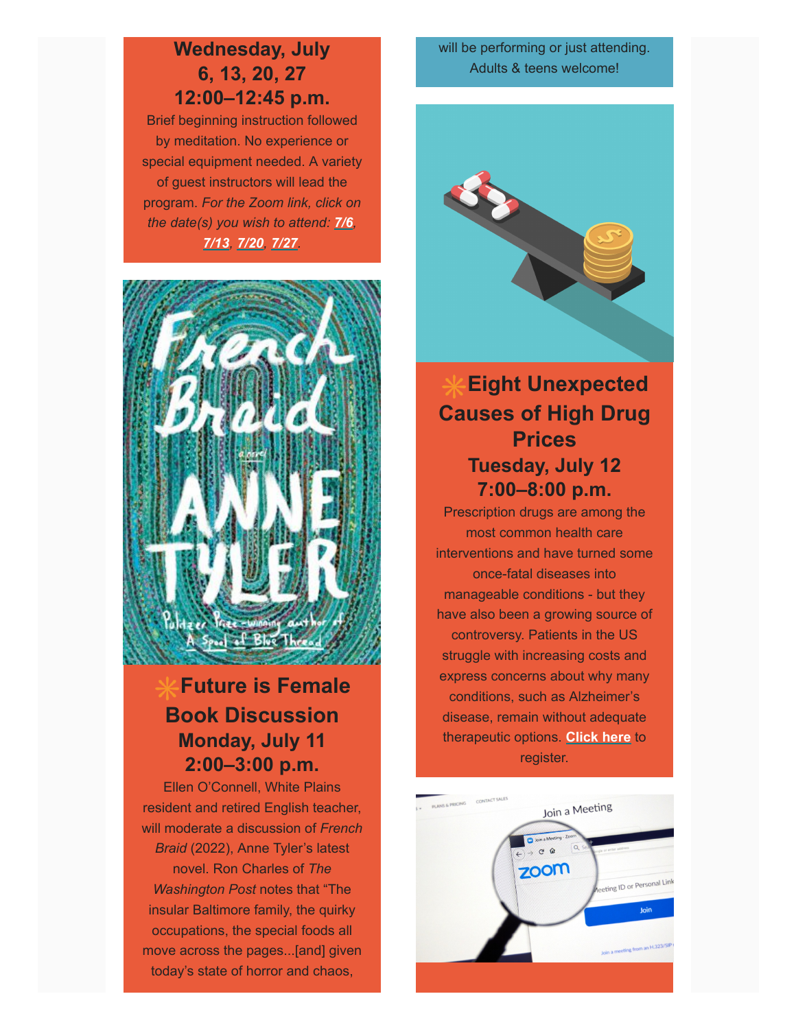**Wednesday, July 6, 13, 20, 27**
**12:00–12:45 p.m.**

Brief beginning instruction followed by meditation. No experience or special equipment needed. A variety of guest instructors will lead the program. *For the Zoom link, click on the date(s) you wish to attend:* ***7/6***, ***7/13***, ***7/20***, ***7/27***.

## ✳Future is Female Book Discussion

**Monday, July 11**
**2:00–3:00 p.m.**

Ellen O'Connell, White Plains resident and retired English teacher, will moderate a discussion of *French Braid* (2022), Anne Tyler's latest novel. Ron Charles of *The Washington Post* notes that "The insular Baltimore family, the quirky occupations, the special foods all move across the pages...[and] given today's state of horror and chaos,

will be performing or just attending. Adults & teens welcome!

## ✳Eight Unexpected Causes of High Drug Prices

**Tuesday, July 12**
**7:00–8:00 p.m.**

Prescription drugs are among the most common health care interventions and have turned some once-fatal diseases into manageable conditions - but they have also been a growing source of controversy. Patients in the US struggle with increasing costs and express concerns about why many conditions, such as Alzheimer's disease, remain without adequate therapeutic options. **Click here** to register.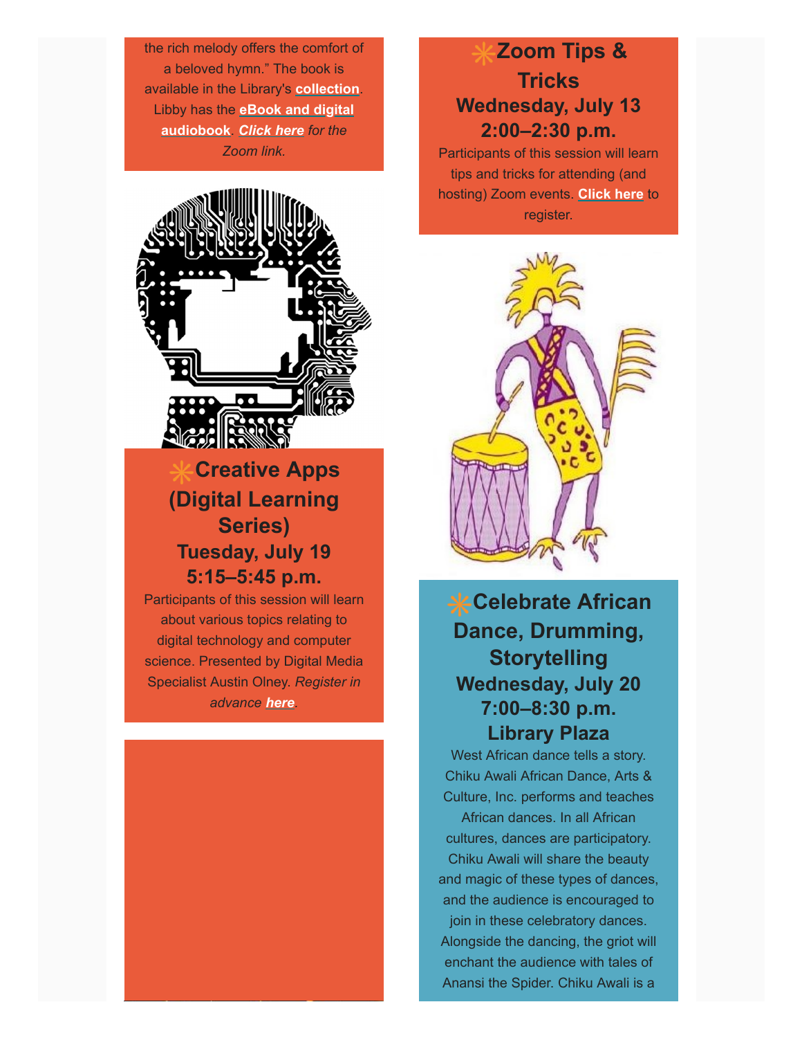the rich melody offers the comfort of a beloved hymn." The book is available in the Library's **collection**. Libby has the **eBook and digital audiobook**. ***Click here*** *for the Zoom link.*

## ✳Creative Apps (Digital Learning Series)

### Tuesday, July 19
### 5:15–5:45 p.m.

Participants of this session will learn about various topics relating to digital technology and computer science. Presented by Digital Media Specialist Austin Olney. *Register in advance* ***here****.*

## ✳Zoom Tips & Tricks

### Wednesday, July 13
### 2:00–2:30 p.m.

Participants of this session will learn tips and tricks for attending (and hosting) Zoom events. **Click here** to register.

## ✳Celebrate African Dance, Drumming, Storytelling

### Wednesday, July 20
### 7:00–8:30 p.m.
### Library Plaza

West African dance tells a story. Chiku Awali African Dance, Arts & Culture, Inc. performs and teaches African dances. In all African cultures, dances are participatory. Chiku Awali will share the beauty and magic of these types of dances, and the audience is encouraged to join in these celebratory dances. Alongside the dancing, the griot will enchant the audience with tales of Anansi the Spider. Chiku Awali is a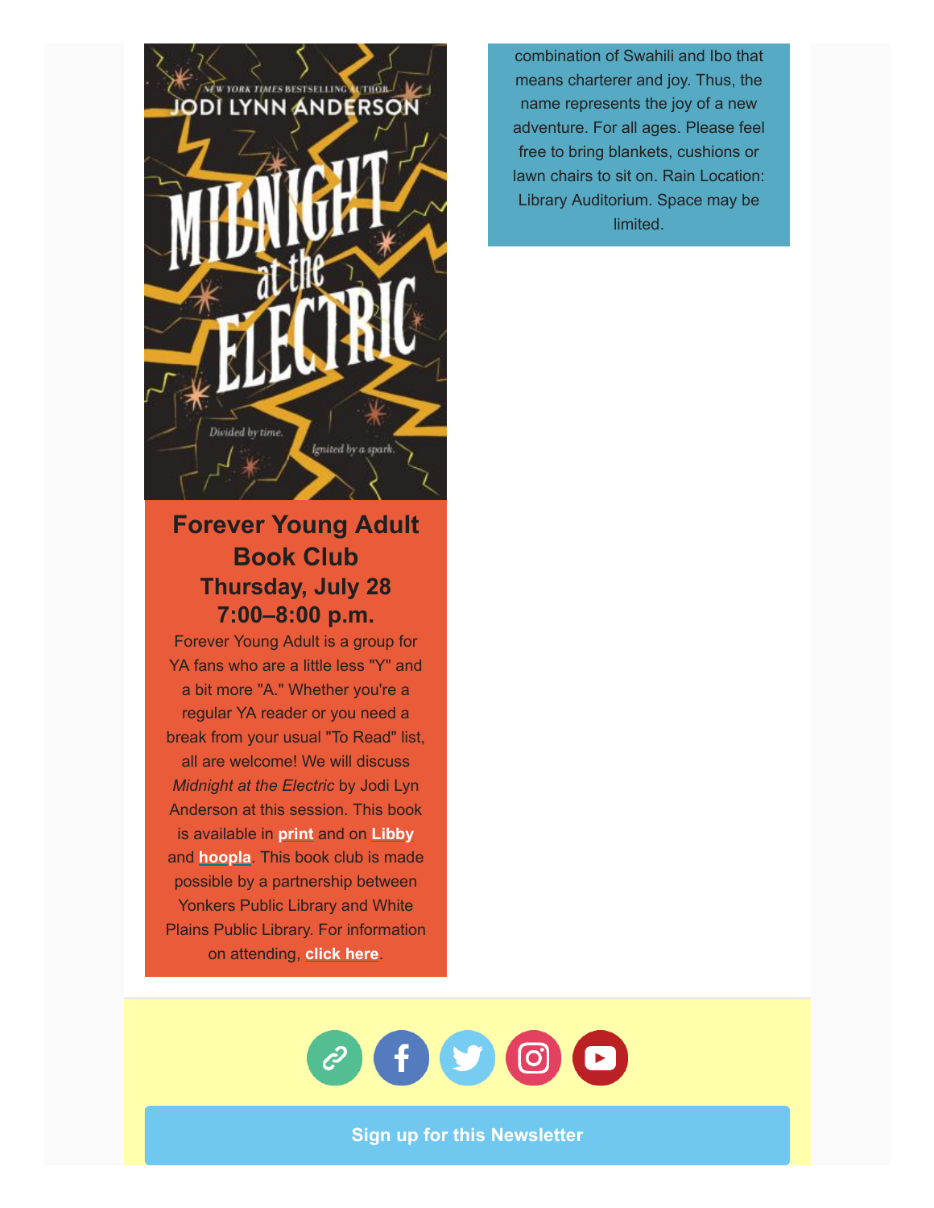combination of Swahili and Ibo that means charterer and joy. Thus, the name represents the joy of a new adventure. For all ages. Please feel free to bring blankets, cushions or lawn chairs to sit on. Rain Location: Library Auditorium. Space may be limited.

## Forever Young Adult Book Club

### Thursday, July 28
### 7:00–8:00 p.m.

Forever Young Adult is a group for YA fans who are a little less "Y" and a bit more "A." Whether you're a regular YA reader or you need a break from your usual "To Read" list, all are welcome! We will discuss *Midnight at the Electric* by Jodi Lyn Anderson at this session. This book is available in **print** and on **Libby** and **hoopla**. This book club is made possible by a partnership between Yonkers Public Library and White Plains Public Library. For information on attending, **click here**.

**Sign up for this Newsletter**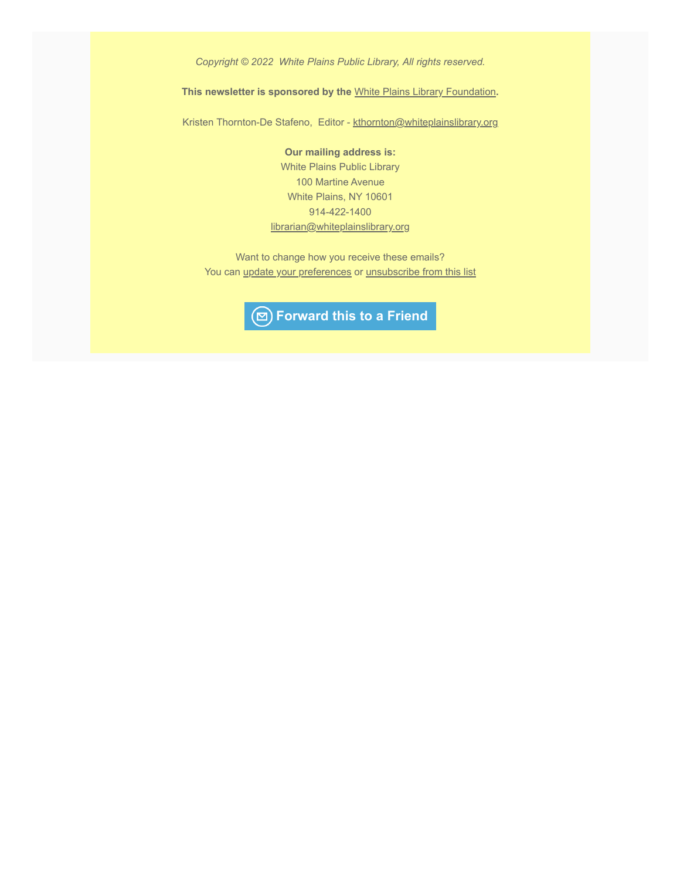*Copyright © 2022  White Plains Public Library, All rights reserved.*

**This newsletter is sponsored by the White Plains Library Foundation.**

Kristen Thornton-De Stafeno,  Editor - kthornton@whiteplainslibrary.org

**Our mailing address is:**
White Plains Public Library
100 Martine Avenue
White Plains, NY 10601
914-422-1400
librarian@whiteplainslibrary.org

Want to change how you receive these emails?
You can update your preferences or unsubscribe from this list

Forward this to a Friend